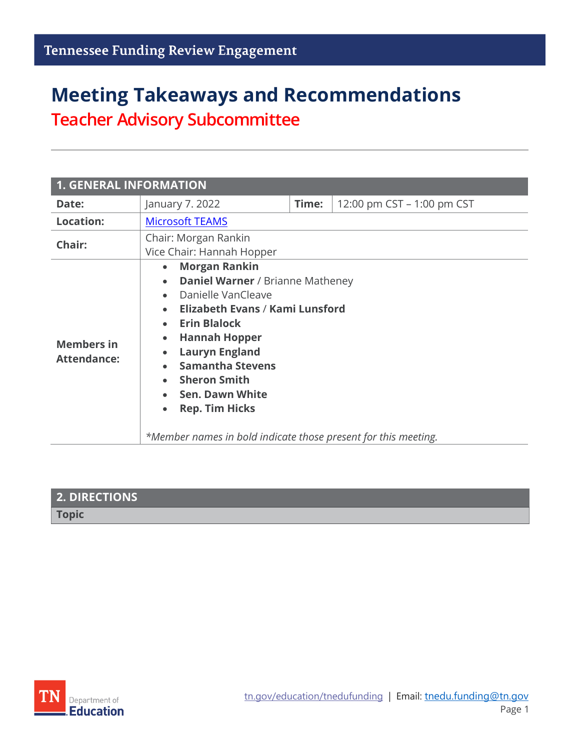# Meeting Takeaways and Recommendations

## Teacher Advisory Subcommittee

| 1. GENERAL INFORMATION | | | |
|---|---|---|---|
| **Date:** | January 7. 2022 | **Time:** | 12:00 pm CST – 1:00 pm CST |
| **Location:** | Microsoft TEAMS | | |
| **Chair:** | Chair: Morgan Rankin<br>Vice Chair: Hannah Hopper | | |
| **Members in Attendance:** | • **Morgan Rankin**<br>• **Daniel Warner** / Brianne Matheney<br>• Danielle VanCleave<br>• **Elizabeth Evans** / **Kami Lunsford**<br>• **Erin Blalock**<br>• **Hannah Hopper**<br>• **Lauryn England**<br>• **Samantha Stevens**<br>• **Sheron Smith**<br>• **Sen. Dawn White**<br>• **Rep. Tim Hicks**<br><br>*\*Member names in bold indicate those present for this meeting.* | | |

| 2. DIRECTIONS |
|---|
| **Topic** |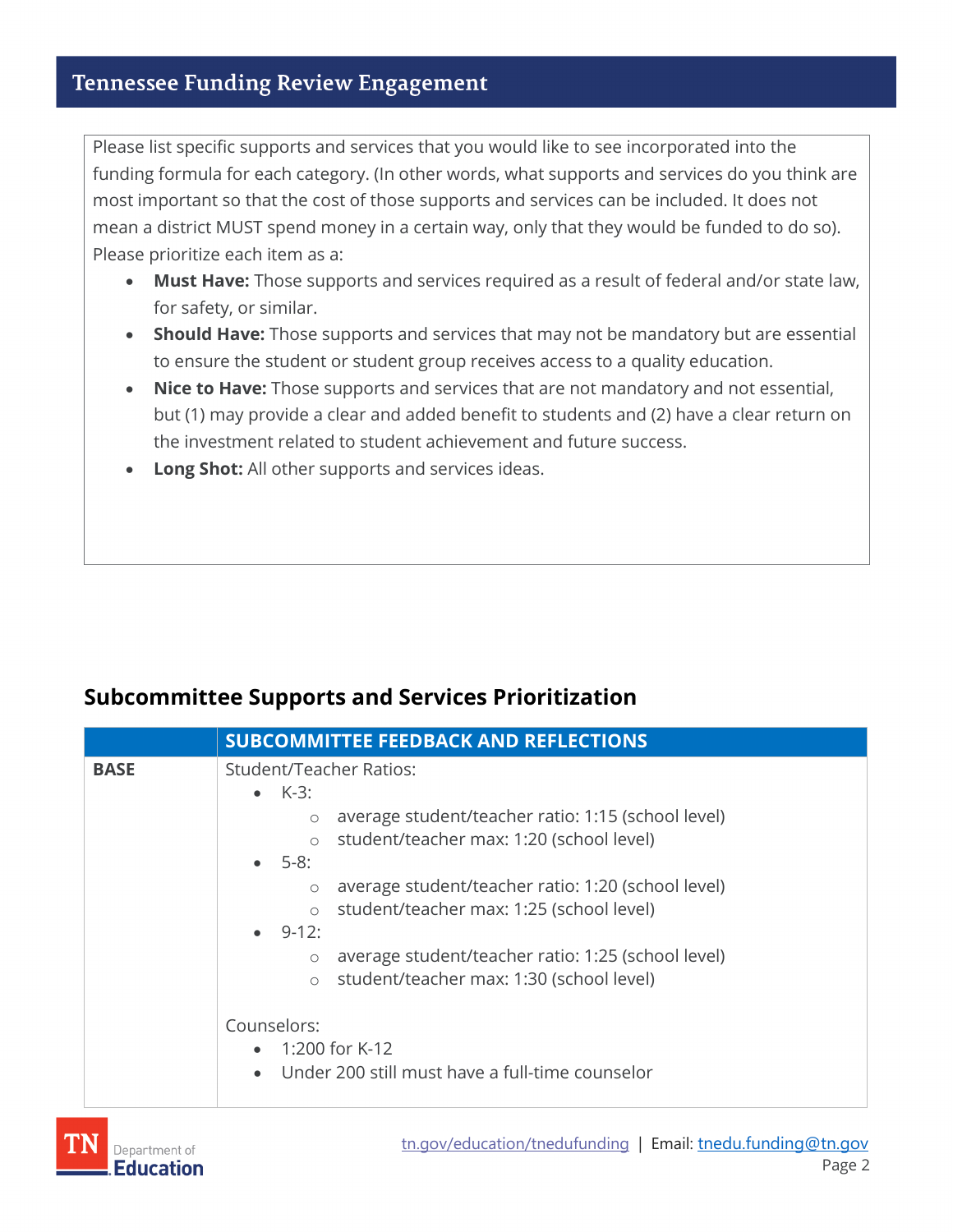Please list specific supports and services that you would like to see incorporated into the funding formula for each category. (In other words, what supports and services do you think are most important so that the cost of those supports and services can be included. It does not mean a district MUST spend money in a certain way, only that they would be funded to do so). Please prioritize each item as a:

- **Must Have:** Those supports and services required as a result of federal and/or state law, for safety, or similar.
- **Should Have:** Those supports and services that may not be mandatory but are essential to ensure the student or student group receives access to a quality education.
- **Nice to Have:** Those supports and services that are not mandatory and not essential, but (1) may provide a clear and added benefit to students and (2) have a clear return on the investment related to student achievement and future success.
- **Long Shot:** All other supports and services ideas.

## Subcommittee Supports and Services Prioritization

| | SUBCOMMITTEE FEEDBACK AND REFLECTIONS |
|---|---|
| **BASE** | Student/Teacher Ratios:<br>• K-3:<br>  ○ average student/teacher ratio: 1:15 (school level)<br>  ○ student/teacher max: 1:20 (school level)<br>• 5-8:<br>  ○ average student/teacher ratio: 1:20 (school level)<br>  ○ student/teacher max: 1:25 (school level)<br>• 9-12:<br>  ○ average student/teacher ratio: 1:25 (school level)<br>  ○ student/teacher max: 1:30 (school level)<br><br>Counselors:<br>• 1:200 for K-12<br>• Under 200 still must have a full-time counselor |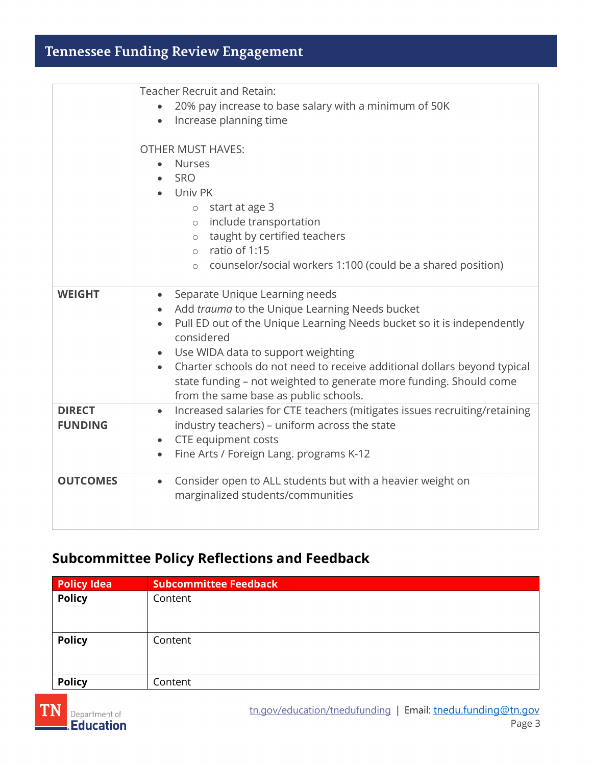| | |
|---|---|
| | Teacher Recruit and Retain:<br>• 20% pay increase to base salary with a minimum of 50K<br>• Increase planning time<br><br>OTHER MUST HAVES:<br>• Nurses<br>• SRO<br>• Univ PK<br>  ○ start at age 3<br>  ○ include transportation<br>  ○ taught by certified teachers<br>  ○ ratio of 1:15<br>  ○ counselor/social workers 1:100 (could be a shared position) |
| **WEIGHT** | • Separate Unique Learning needs<br>• Add *trauma* to the Unique Learning Needs bucket<br>• Pull ED out of the Unique Learning Needs bucket so it is independently considered<br>• Use WIDA data to support weighting<br>• Charter schools do not need to receive additional dollars beyond typical state funding – not weighted to generate more funding. Should come from the same base as public schools. |
| **DIRECT FUNDING** | • Increased salaries for CTE teachers (mitigates issues recruiting/retaining industry teachers) – uniform across the state<br>• CTE equipment costs<br>• Fine Arts / Foreign Lang. programs K-12 |
| **OUTCOMES** | • Consider open to ALL students but with a heavier weight on marginalized students/communities |

## Subcommittee Policy Reflections and Feedback

| Policy Idea | Subcommittee Feedback |
|---|---|
| **Policy** | Content |
| **Policy** | Content |
| **Policy** | Content |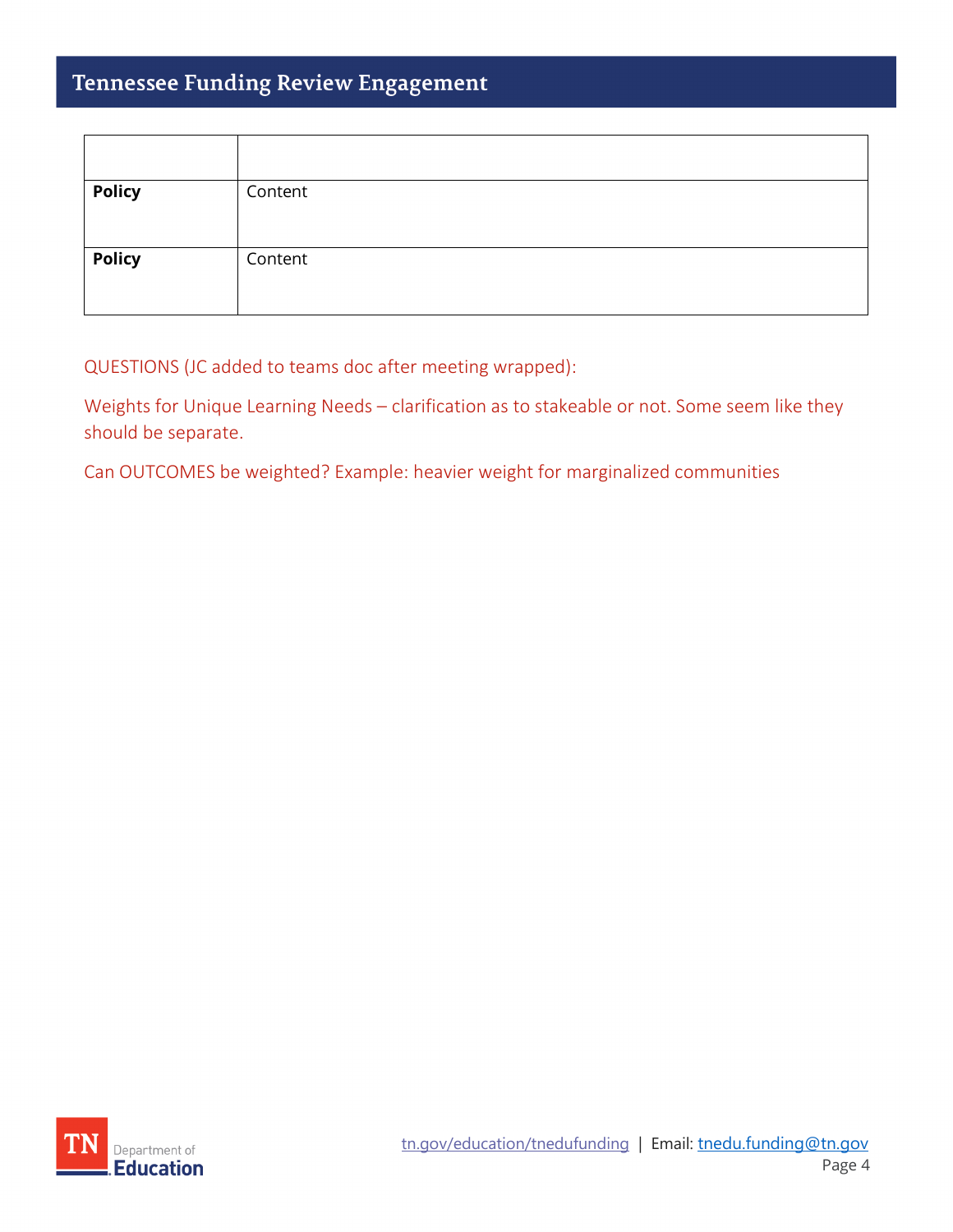| | |
|---|---|
| **Policy** | Content |
| **Policy** | Content |

QUESTIONS (JC added to teams doc after meeting wrapped):

Weights for Unique Learning Needs – clarification as to stakeable or not. Some seem like they should be separate.

Can OUTCOMES be weighted? Example: heavier weight for marginalized communities